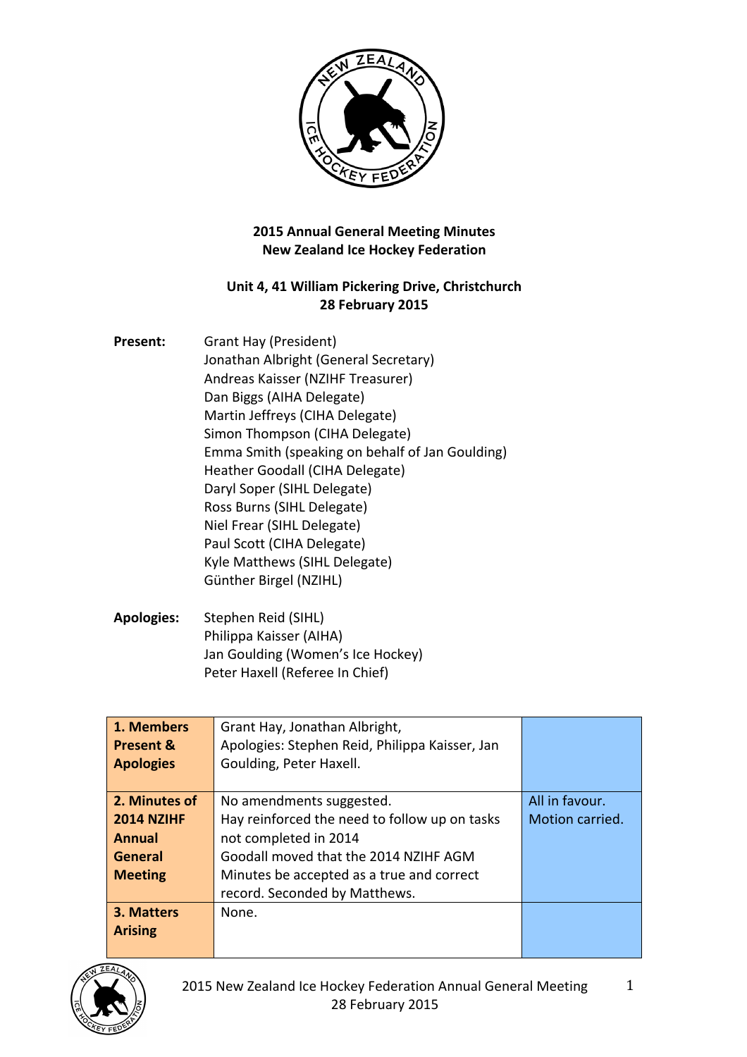**2015 Annual General Meeting Minutes**
**New Zealand Ice Hockey Federation**

**Unit 4, 41 William Pickering Drive, Christchurch**
**28 February 2015**

**Present:**
Grant Hay (President)
Jonathan Albright (General Secretary)
Andreas Kaisser (NZIHF Treasurer)
Dan Biggs (AIHA Delegate)
Martin Jeffreys (CIHA Delegate)
Simon Thompson (CIHA Delegate)
Emma Smith (speaking on behalf of Jan Goulding)
Heather Goodall (CIHA Delegate)
Daryl Soper (SIHL Delegate)
Ross Burns (SIHL Delegate)
Niel Frear (SIHL Delegate)
Paul Scott (CIHA Delegate)
Kyle Matthews (SIHL Delegate)
Günther Birgel (NZIHL)

**Apologies:**
Stephen Reid (SIHL)
Philippa Kaisser (AIHA)
Jan Goulding (Women's Ice Hockey)
Peter Haxell (Referee In Chief)

| | | |
|---|---|---|
| **1. Members Present & Apologies** | Grant Hay, Jonathan Albright, Apologies: Stephen Reid, Philippa Kaisser, Jan Goulding, Peter Haxell. | |
| **2. Minutes of 2014 NZIHF Annual General Meeting** | No amendments suggested. Hay reinforced the need to follow up on tasks not completed in 2014 Goodall moved that the 2014 NZIHF AGM Minutes be accepted as a true and correct record. Seconded by Matthews. | All in favour. Motion carried. |
| **3. Matters Arising** | None. | |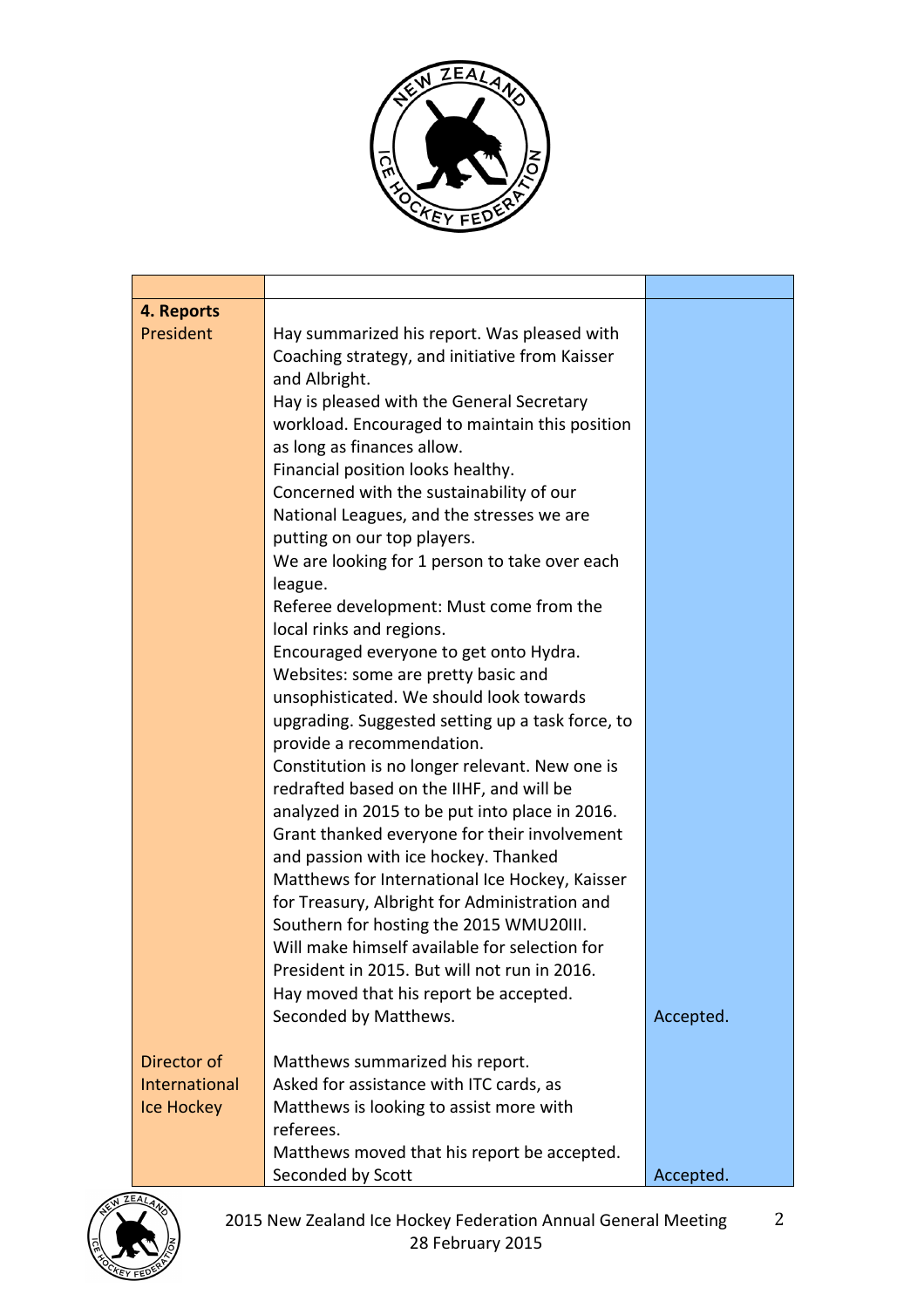| | | |
|---|---|---|
| **4. Reports**<br>President | Hay summarized his report. Was pleased with Coaching strategy, and initiative from Kaisser and Albright.<br>Hay is pleased with the General Secretary workload. Encouraged to maintain this position as long as finances allow.<br>Financial position looks healthy.<br>Concerned with the sustainability of our National Leagues, and the stresses we are putting on our top players.<br>We are looking for 1 person to take over each league.<br>Referee development: Must come from the local rinks and regions.<br>Encouraged everyone to get onto Hydra.<br>Websites: some are pretty basic and unsophisticated. We should look towards upgrading. Suggested setting up a task force, to provide a recommendation.<br>Constitution is no longer relevant. New one is redrafted based on the IIHF, and will be analyzed in 2015 to be put into place in 2016.<br>Grant thanked everyone for their involvement and passion with ice hockey. Thanked Matthews for International Ice Hockey, Kaisser for Treasury, Albright for Administration and Southern for hosting the 2015 WMU20III.<br>Will make himself available for selection for President in 2015. But will not run in 2016.<br>Hay moved that his report be accepted.<br>Seconded by Matthews. | Accepted. |
| Director of International Ice Hockey | Matthews summarized his report.<br>Asked for assistance with ITC cards, as Matthews is looking to assist more with referees.<br>Matthews moved that his report be accepted.<br>Seconded by Scott | Accepted. |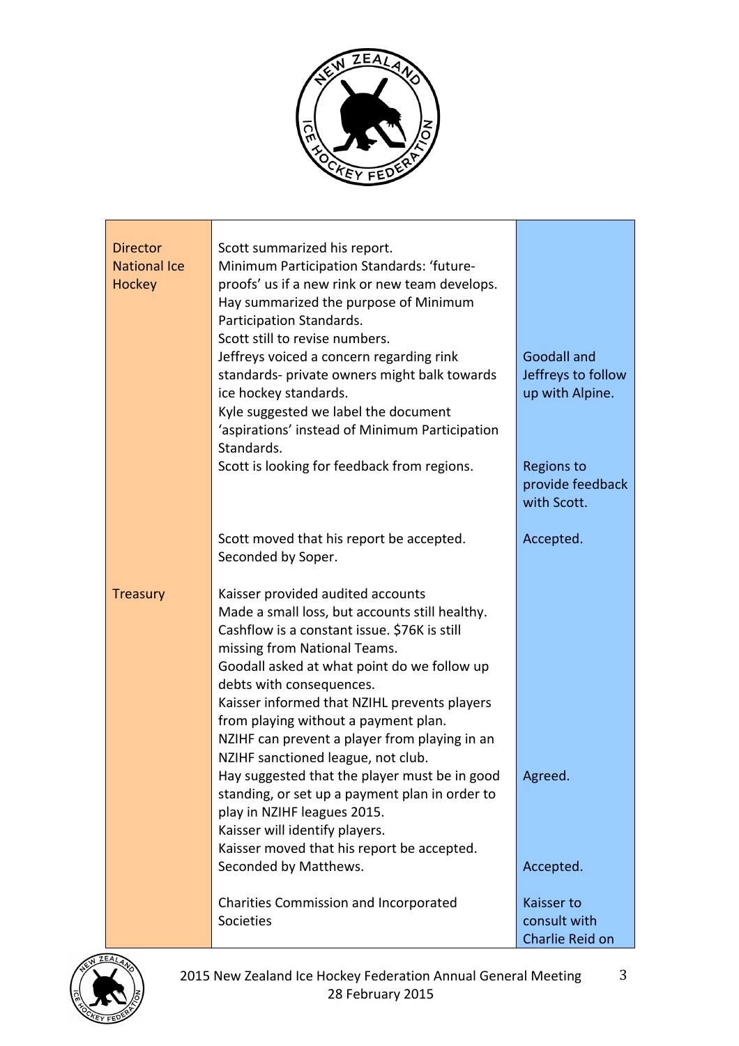| | | |
|---|---|---|
| Director National Ice Hockey | Scott summarized his report.<br>Minimum Participation Standards: 'future-proofs' us if a new rink or new team develops.<br>Hay summarized the purpose of Minimum Participation Standards.<br>Scott still to revise numbers.<br>Jeffreys voiced a concern regarding rink standards- private owners might balk towards ice hockey standards.<br>Kyle suggested we label the document 'aspirations' instead of Minimum Participation Standards. | Goodall and Jeffreys to follow up with Alpine. |
| | Scott is looking for feedback from regions. | Regions to provide feedback with Scott. |
| | Scott moved that his report be accepted.<br>Seconded by Soper. | Accepted. |
| Treasury | Kaisser provided audited accounts<br>Made a small loss, but accounts still healthy.<br>Cashflow is a constant issue. $76K is still missing from National Teams.<br>Goodall asked at what point do we follow up debts with consequences.<br>Kaisser informed that NZIHL prevents players from playing without a payment plan.<br>NZIHF can prevent a player from playing in an NZIHF sanctioned league, not club. | |
| | Hay suggested that the player must be in good standing, or set up a payment plan in order to play in NZIHF leagues 2015.<br>Kaisser will identify players. | Agreed. |
| | Kaisser moved that his report be accepted.<br>Seconded by Matthews. | Accepted. |
| | Charities Commission and Incorporated Societies | Kaisser to consult with Charlie Reid on |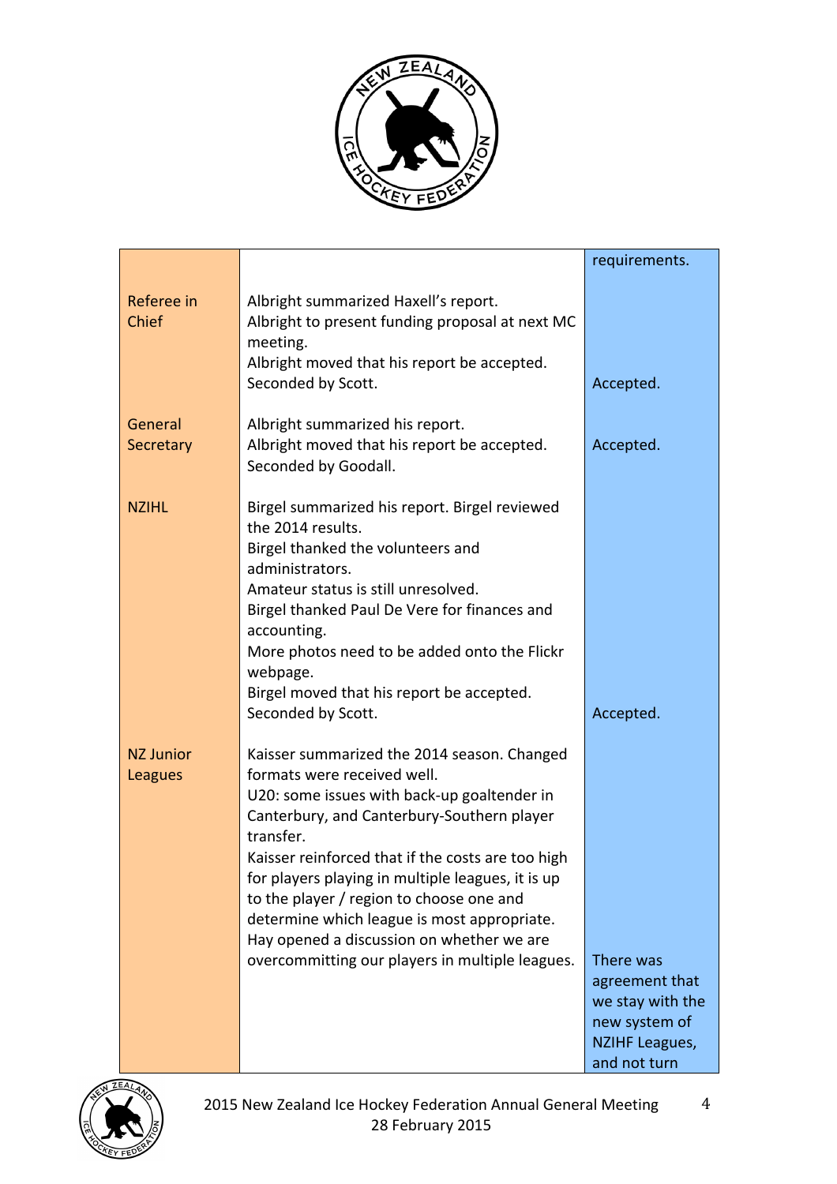| | | |
|---|---|---|
| | | requirements. |
| Referee in Chief | Albright summarized Haxell's report.<br>Albright to present funding proposal at next MC meeting.<br>Albright moved that his report be accepted. Seconded by Scott. | Accepted. |
| General Secretary | Albright summarized his report.<br>Albright moved that his report be accepted. Seconded by Goodall. | Accepted. |
| NZIHL | Birgel summarized his report. Birgel reviewed the 2014 results.<br>Birgel thanked the volunteers and administrators.<br>Amateur status is still unresolved.<br>Birgel thanked Paul De Vere for finances and accounting.<br>More photos need to be added onto the Flickr webpage.<br>Birgel moved that his report be accepted. Seconded by Scott. | Accepted. |
| NZ Junior Leagues | Kaisser summarized the 2014 season. Changed formats were received well.<br>U20: some issues with back-up goaltender in Canterbury, and Canterbury-Southern player transfer.<br>Kaisser reinforced that if the costs are too high for players playing in multiple leagues, it is up to the player / region to choose one and determine which league is most appropriate.<br>Hay opened a discussion on whether we are overcommitting our players in multiple leagues. | There was agreement that we stay with the new system of NZIHF Leagues, and not turn |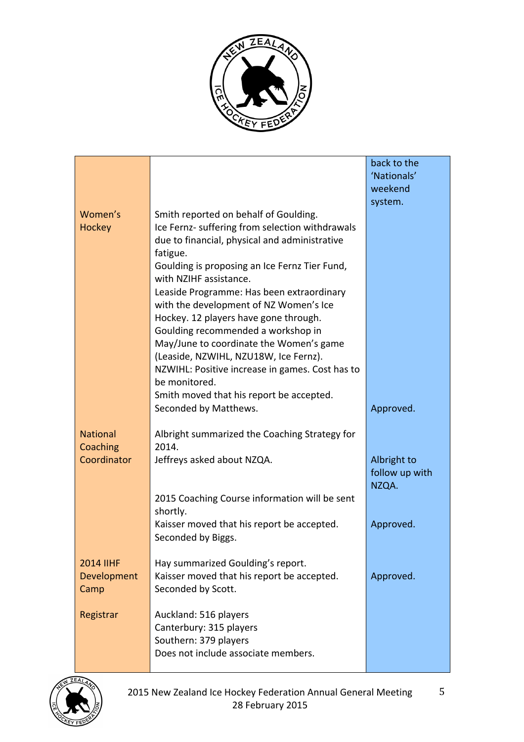| | | |
|---|---|---|
| | | back to the 'Nationals' weekend system. |
| Women's Hockey | Smith reported on behalf of Goulding.<br>Ice Fernz- suffering from selection withdrawals due to financial, physical and administrative fatigue.<br>Goulding is proposing an Ice Fernz Tier Fund, with NZIHF assistance.<br>Leaside Programme: Has been extraordinary with the development of NZ Women's Ice Hockey. 12 players have gone through.<br>Goulding recommended a workshop in May/June to coordinate the Women's game (Leaside, NZWIHL, NZU18W, Ice Fernz).<br>NZWIHL: Positive increase in games. Cost has to be monitored.<br>Smith moved that his report be accepted.<br>Seconded by Matthews. | Approved. |
| National Coaching Coordinator | Albright summarized the Coaching Strategy for 2014.<br>Jeffreys asked about NZQA. | Albright to follow up with NZQA. |
| | 2015 Coaching Course information will be sent shortly.<br>Kaisser moved that his report be accepted.<br>Seconded by Biggs. | Approved. |
| 2014 IIHF Development Camp | Hay summarized Goulding's report.<br>Kaisser moved that his report be accepted.<br>Seconded by Scott. | Approved. |
| Registrar | Auckland: 516 players<br>Canterbury: 315 players<br>Southern: 379 players<br>Does not include associate members. | |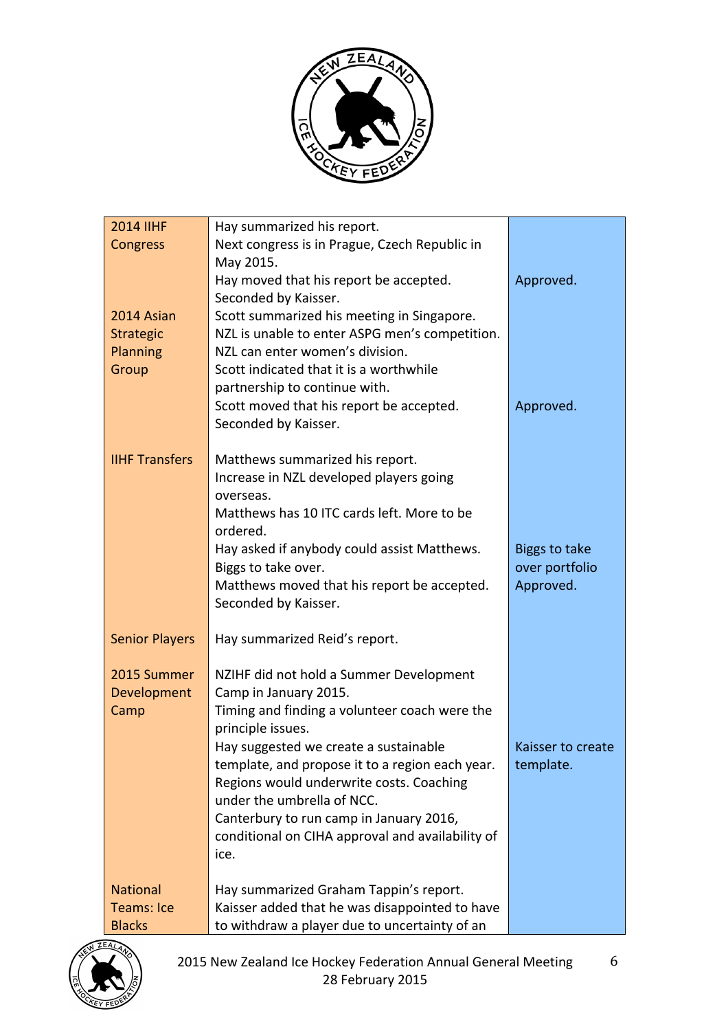| | | |
|---|---|---|
| 2014 IIHF Congress | Hay summarized his report.<br>Next congress is in Prague, Czech Republic in May 2015.<br>Hay moved that his report be accepted.<br>Seconded by Kaisser. | Approved. |
| 2014 Asian Strategic Planning Group | Scott summarized his meeting in Singapore.<br>NZL is unable to enter ASPG men's competition.<br>NZL can enter women's division.<br>Scott indicated that it is a worthwhile partnership to continue with.<br>Scott moved that his report be accepted.<br>Seconded by Kaisser. | Approved. |
| IIHF Transfers | Matthews summarized his report.<br>Increase in NZL developed players going overseas.<br>Matthews has 10 ITC cards left. More to be ordered.<br>Hay asked if anybody could assist Matthews.<br>Biggs to take over.<br>Matthews moved that his report be accepted.<br>Seconded by Kaisser. | Biggs to take over portfolio<br>Approved. |
| Senior Players | Hay summarized Reid's report. | |
| 2015 Summer Development Camp | NZIHF did not hold a Summer Development Camp in January 2015.<br>Timing and finding a volunteer coach were the principle issues.<br>Hay suggested we create a sustainable template, and propose it to a region each year.<br>Regions would underwrite costs. Coaching under the umbrella of NCC.<br>Canterbury to run camp in January 2016, conditional on CIHA approval and availability of ice. | Kaisser to create template. |
| National Teams: Ice Blacks | Hay summarized Graham Tappin's report.<br>Kaisser added that he was disappointed to have to withdraw a player due to uncertainty of an | |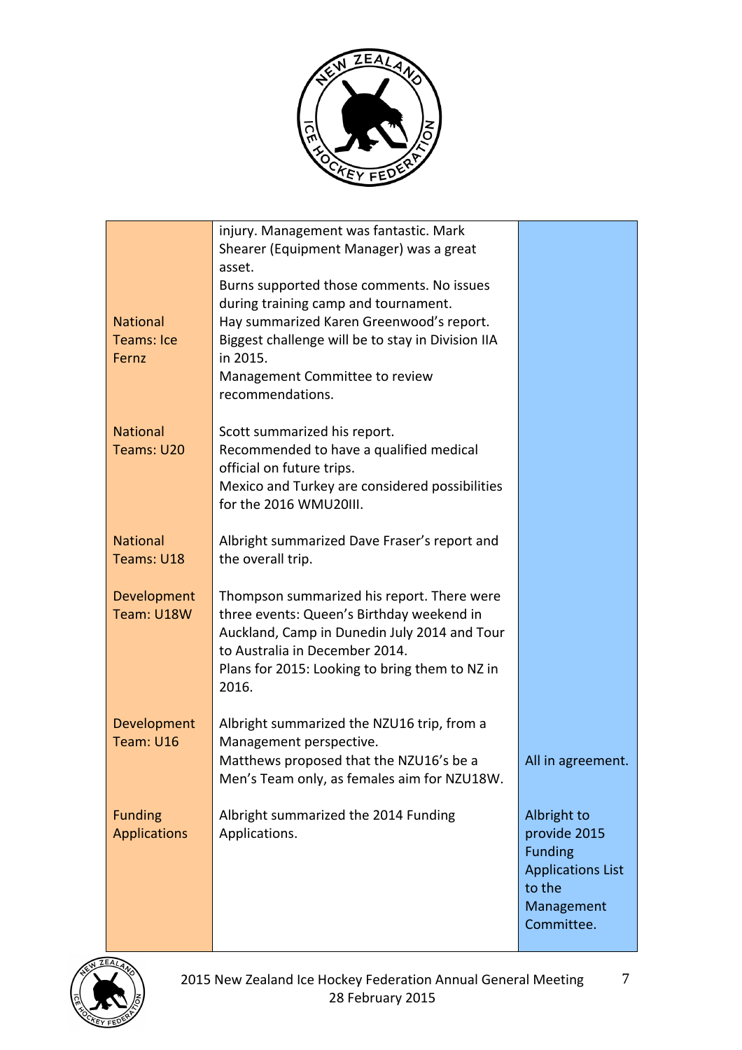| | | |
|---|---|---|
| National Teams: Ice Fernz | injury. Management was fantastic. Mark Shearer (Equipment Manager) was a great asset.<br>Burns supported those comments. No issues during training camp and tournament.<br>Hay summarized Karen Greenwood's report. Biggest challenge will be to stay in Division IIA in 2015.<br>Management Committee to review recommendations. | |
| National Teams: U20 | Scott summarized his report.<br>Recommended to have a qualified medical official on future trips.<br>Mexico and Turkey are considered possibilities for the 2016 WMU20III. | |
| National Teams: U18 | Albright summarized Dave Fraser's report and the overall trip. | |
| Development Team: U18W | Thompson summarized his report. There were three events: Queen's Birthday weekend in Auckland, Camp in Dunedin July 2014 and Tour to Australia in December 2014.<br>Plans for 2015: Looking to bring them to NZ in 2016. | |
| Development Team: U16 | Albright summarized the NZU16 trip, from a Management perspective.<br>Matthews proposed that the NZU16's be a Men's Team only, as females aim for NZU18W. | All in agreement. |
| Funding Applications | Albright summarized the 2014 Funding Applications. | Albright to provide 2015 Funding Applications List to the Management Committee. |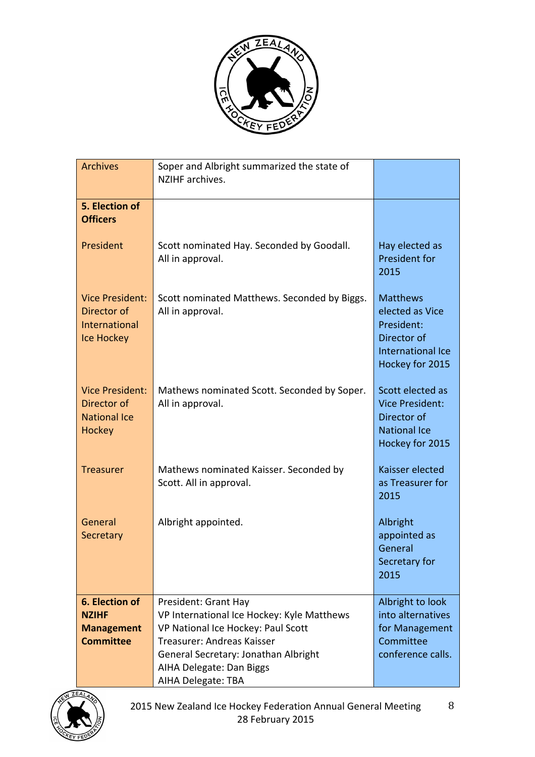| | | |
|---|---|---|
| Archives | Soper and Albright summarized the state of NZIHF archives. | |
| **5. Election of Officers** | | |
| President | Scott nominated Hay. Seconded by Goodall. All in approval. | Hay elected as President for 2015 |
| Vice President: Director of International Ice Hockey | Scott nominated Matthews. Seconded by Biggs. All in approval. | Matthews elected as Vice President: Director of International Ice Hockey for 2015 |
| Vice President: Director of National Ice Hockey | Mathews nominated Scott. Seconded by Soper. All in approval. | Scott elected as Vice President: Director of National Ice Hockey for 2015 |
| Treasurer | Mathews nominated Kaisser. Seconded by Scott. All in approval. | Kaisser elected as Treasurer for 2015 |
| General Secretary | Albright appointed. | Albright appointed as General Secretary for 2015 |
| **6. Election of NZIHF Management Committee** | President: Grant Hay<br>VP International Ice Hockey: Kyle Matthews<br>VP National Ice Hockey: Paul Scott<br>Treasurer: Andreas Kaisser<br>General Secretary: Jonathan Albright<br>AIHA Delegate: Dan Biggs<br>AIHA Delegate: TBA | Albright to look into alternatives for Management Committee conference calls. |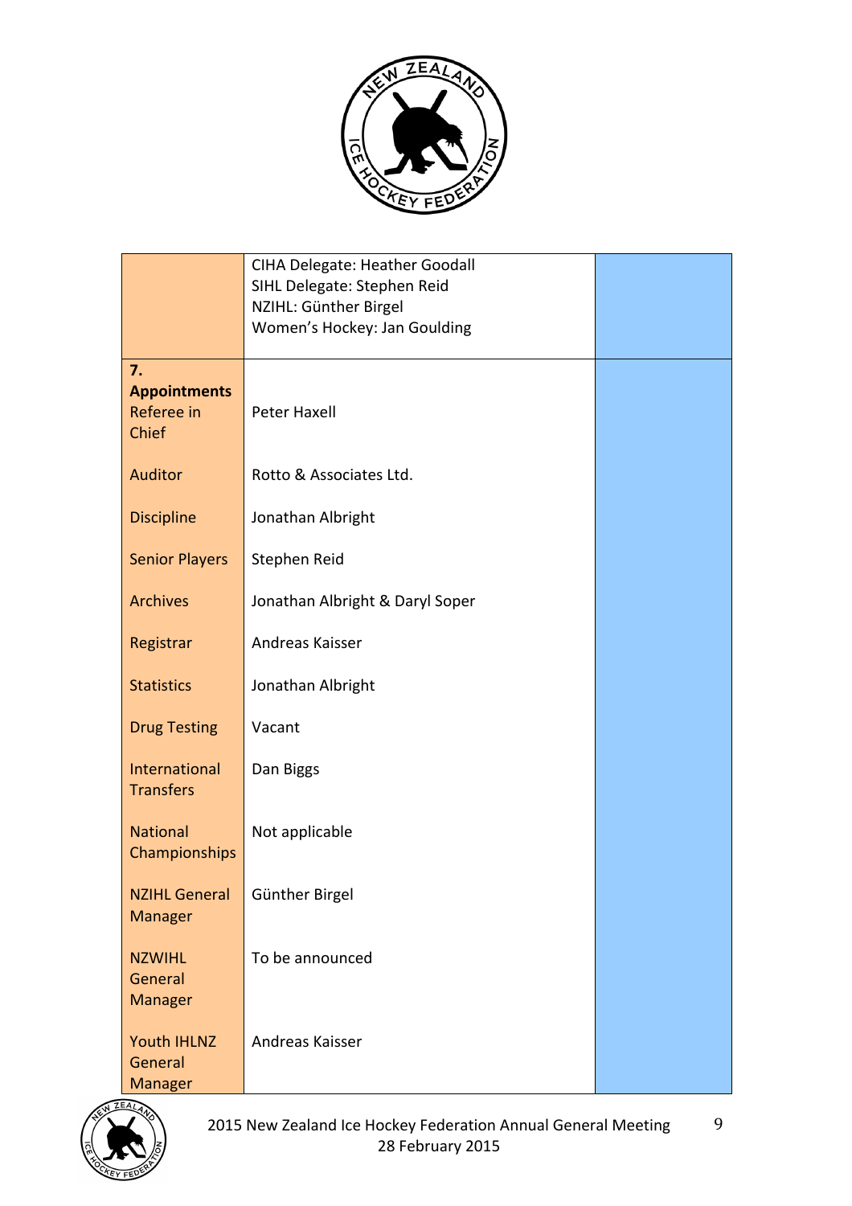| | | |
|---|---|---|
| | CIHA Delegate: Heather Goodall<br>SIHL Delegate: Stephen Reid<br>NZIHL: Günther Birgel<br>Women's Hockey: Jan Goulding | |
| **7. Appointments** | | |
| Referee in Chief | Peter Haxell | |
| Auditor | Rotto & Associates Ltd. | |
| Discipline | Jonathan Albright | |
| Senior Players | Stephen Reid | |
| Archives | Jonathan Albright & Daryl Soper | |
| Registrar | Andreas Kaisser | |
| Statistics | Jonathan Albright | |
| Drug Testing | Vacant | |
| International Transfers | Dan Biggs | |
| National Championships | Not applicable | |
| NZIHL General Manager | Günther Birgel | |
| NZWIHL General Manager | To be announced | |
| Youth IHLNZ General Manager | Andreas Kaisser | |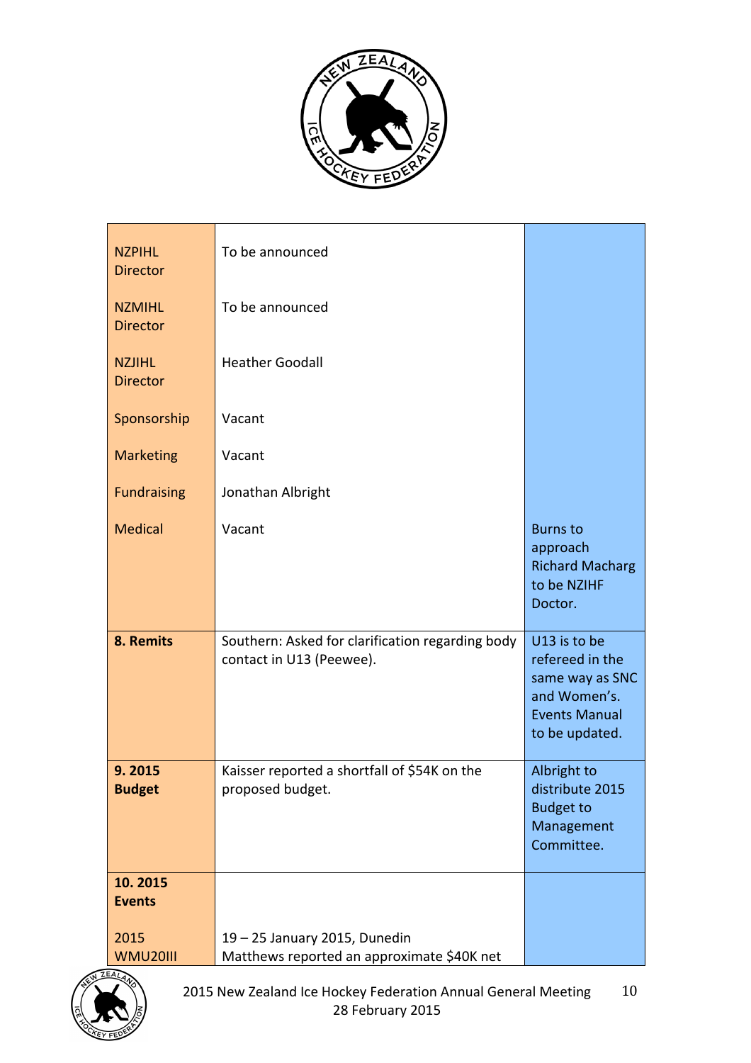| | | |
|---|---|---|
| NZPIHL Director | To be announced | |
| NZMIHL Director | To be announced | |
| NZJIHL Director | Heather Goodall | |
| Sponsorship | Vacant | |
| Marketing | Vacant | |
| Fundraising | Jonathan Albright | |
| Medical | Vacant | Burns to approach Richard Macharg to be NZIHF Doctor. |
| **8. Remits** | Southern: Asked for clarification regarding body contact in U13 (Peewee). | U13 is to be refereed in the same way as SNC and Women's. Events Manual to be updated. |
| **9. 2015 Budget** | Kaisser reported a shortfall of $54K on the proposed budget. | Albright to distribute 2015 Budget to Management Committee. |
| **10. 2015 Events** | | |
| 2015 WMU20III | 19 – 25 January 2015, Dunedin<br>Matthews reported an approximate $40K net | |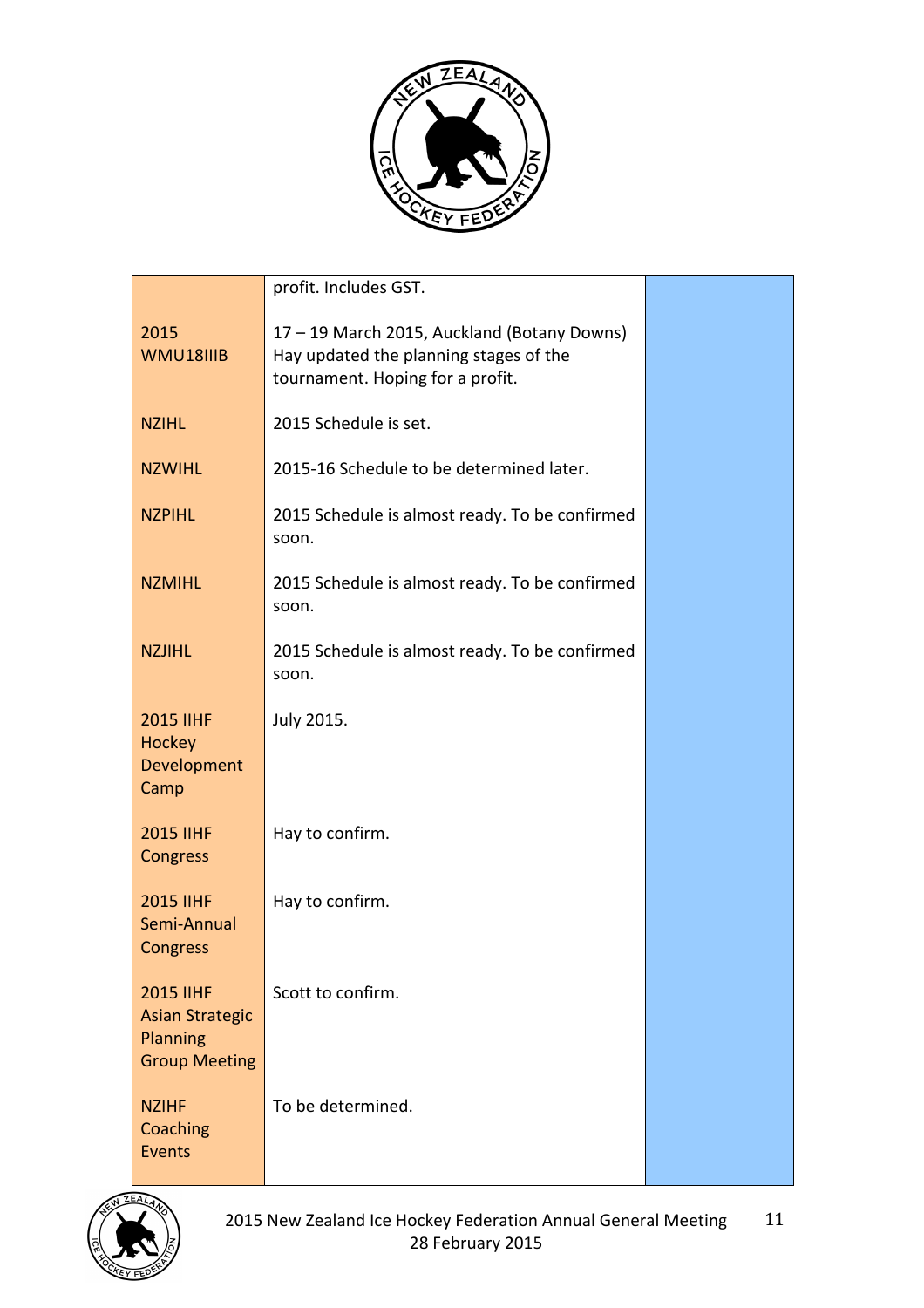| | | |
|---|---|---|
| | profit. Includes GST. | |
| 2015 WMU18IIIB | 17 – 19 March 2015, Auckland (Botany Downs) Hay updated the planning stages of the tournament. Hoping for a profit. | |
| NZIHL | 2015 Schedule is set. | |
| NZWIHL | 2015-16 Schedule to be determined later. | |
| NZPIHL | 2015 Schedule is almost ready. To be confirmed soon. | |
| NZMIHL | 2015 Schedule is almost ready. To be confirmed soon. | |
| NZJIHL | 2015 Schedule is almost ready. To be confirmed soon. | |
| 2015 IIHF Hockey Development Camp | July 2015. | |
| 2015 IIHF Congress | Hay to confirm. | |
| 2015 IIHF Semi-Annual Congress | Hay to confirm. | |
| 2015 IIHF Asian Strategic Planning Group Meeting | Scott to confirm. | |
| NZIHF Coaching Events | To be determined. | |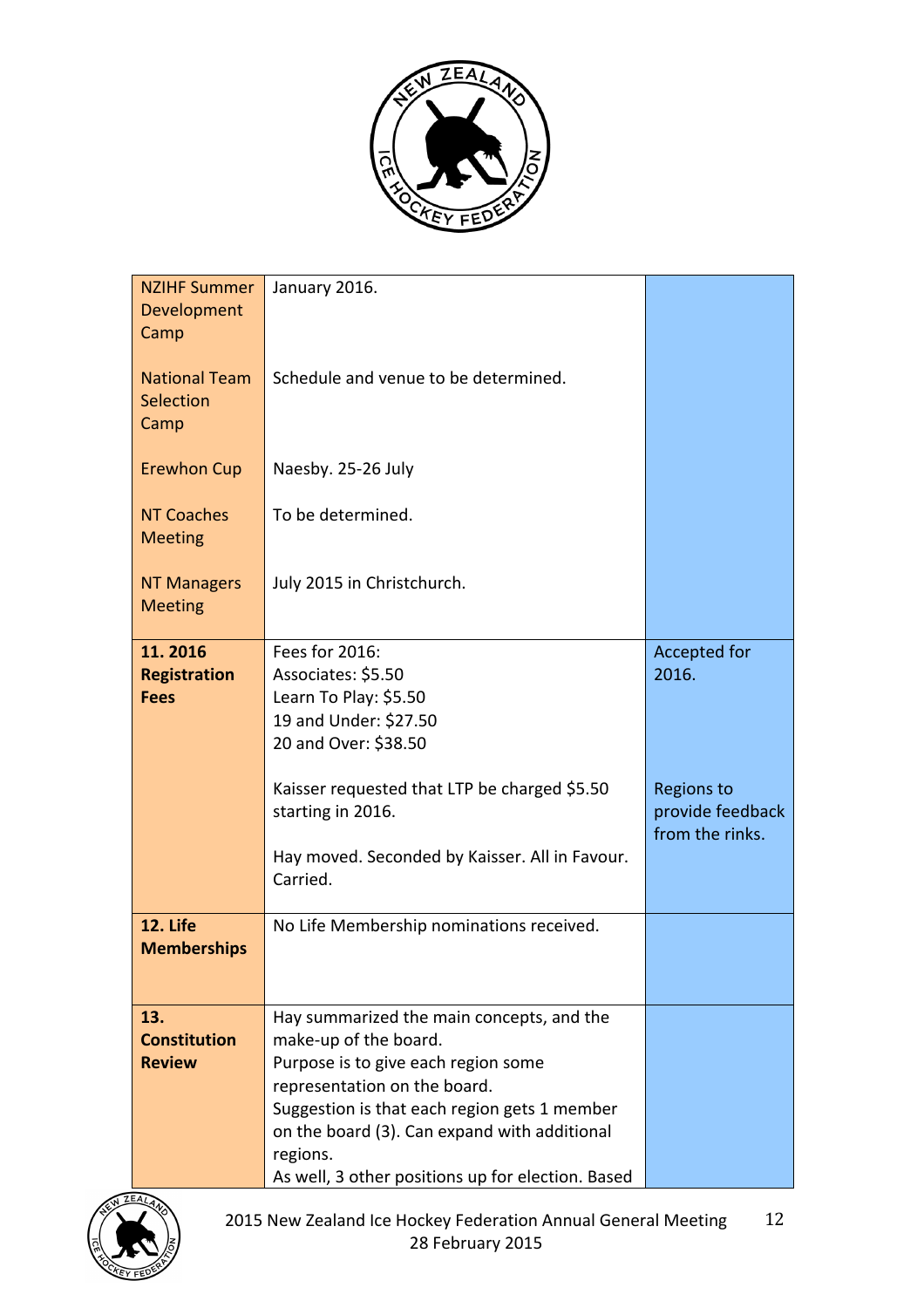| | | |
|---|---|---|
| NZIHF Summer Development Camp<br><br>National Team Selection Camp<br><br>Erewhon Cup<br><br>NT Coaches Meeting<br><br>NT Managers Meeting | January 2016.<br><br>Schedule and venue to be determined.<br><br>Naesby. 25-26 July<br><br>To be determined.<br><br>July 2015 in Christchurch. | |
| **11. 2016 Registration Fees** | Fees for 2016:<br>Associates: $5.50<br>Learn To Play: $5.50<br>19 and Under: $27.50<br>20 and Over: $38.50<br><br>Kaisser requested that LTP be charged $5.50 starting in 2016.<br><br>Hay moved. Seconded by Kaisser. All in Favour. Carried. | Accepted for 2016.<br><br>Regions to provide feedback from the rinks. |
| **12. Life Memberships** | No Life Membership nominations received. | |
| **13. Constitution Review** | Hay summarized the main concepts, and the make-up of the board.<br>Purpose is to give each region some representation on the board.<br>Suggestion is that each region gets 1 member on the board (3). Can expand with additional regions.<br>As well, 3 other positions up for election. Based | |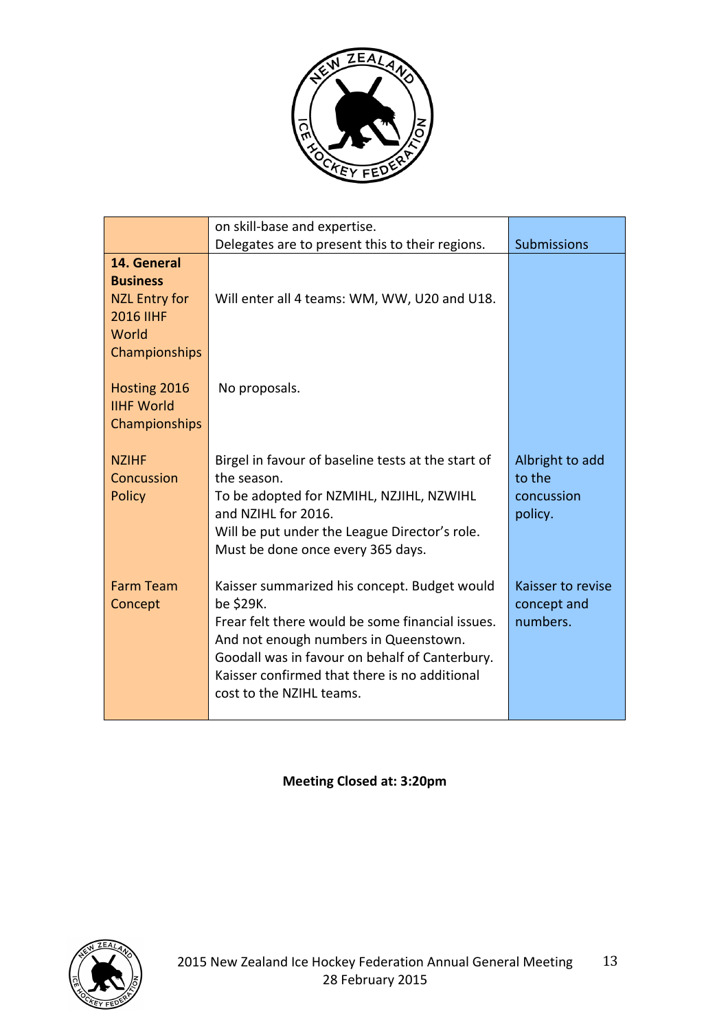| | | |
|---|---|---|
| | on skill-base and expertise. Delegates are to present this to their regions. | Submissions |
| **14. General Business** NZL Entry for 2016 IIHF World Championships | Will enter all 4 teams: WM, WW, U20 and U18. | |
| Hosting 2016 IIHF World Championships | No proposals. | |
| NZIHF Concussion Policy | Birgel in favour of baseline tests at the start of the season. To be adopted for NZMIHL, NZJIHL, NZWIHL and NZIHL for 2016. Will be put under the League Director's role. Must be done once every 365 days. | Albright to add to the concussion policy. |
| Farm Team Concept | Kaisser summarized his concept. Budget would be $29K. Frear felt there would be some financial issues. And not enough numbers in Queenstown. Goodall was in favour on behalf of Canterbury. Kaisser confirmed that there is no additional cost to the NZIHL teams. | Kaisser to revise concept and numbers. |

**Meeting Closed at: 3:20pm**